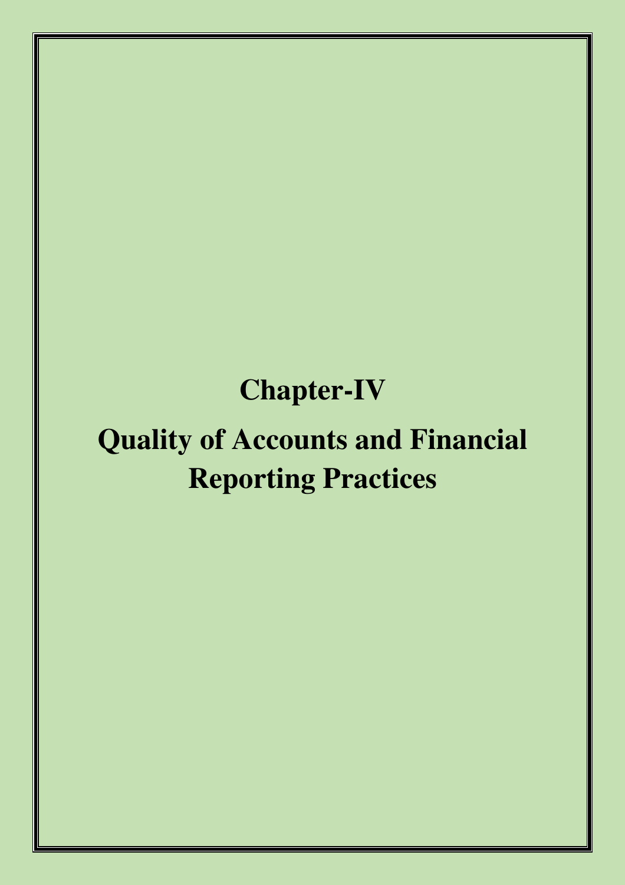# Chapter-IV

# Quality of Accounts and Financial Reporting Practices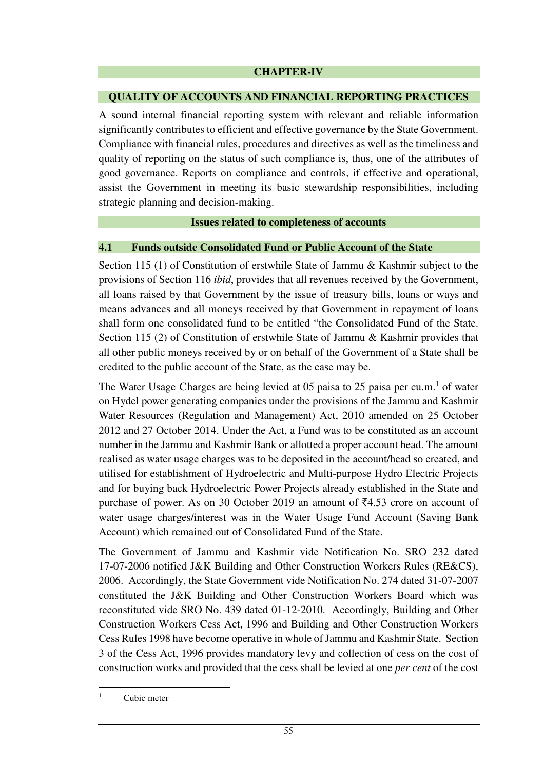# CHAPTER-IV

## QUALITY OF ACCOUNTS AND FINANCIAL REPORTING PRACTICES

A sound internal financial reporting system with relevant and reliable information significantly contributes to efficient and effective governance by the State Government. Compliance with financial rules, procedures and directives as well as the timeliness and quality of reporting on the status of such compliance is, thus, one of the attributes of good governance. Reports on compliance and controls, if effective and operational, assist the Government in meeting its basic stewardship responsibilities, including strategic planning and decision-making.

### Issues related to completeness of accounts

### 4.1 Funds outside Consolidated Fund or Public Account of the State

Section 115 (1) of Constitution of erstwhile State of Jammu & Kashmir subject to the provisions of Section 116 *ibid*, provides that all revenues received by the Government, all loans raised by that Government by the issue of treasury bills, loans or ways and means advances and all moneys received by that Government in repayment of loans shall form one consolidated fund to be entitled "the Consolidated Fund of the State. Section 115 (2) of Constitution of erstwhile State of Jammu & Kashmir provides that all other public moneys received by or on behalf of the Government of a State shall be credited to the public account of the State, as the case may be.

The Water Usage Charges are being levied at 05 paisa to 25 paisa per cu.m.[1] of water on Hydel power generating companies under the provisions of the Jammu and Kashmir Water Resources (Regulation and Management) Act, 2010 amended on 25 October 2012 and 27 October 2014. Under the Act, a Fund was to be constituted as an account number in the Jammu and Kashmir Bank or allotted a proper account head. The amount realised as water usage charges was to be deposited in the account/head so created, and utilised for establishment of Hydroelectric and Multi-purpose Hydro Electric Projects and for buying back Hydroelectric Power Projects already established in the State and purchase of power. As on 30 October 2019 an amount of ₹4.53 crore on account of water usage charges/interest was in the Water Usage Fund Account (Saving Bank Account) which remained out of Consolidated Fund of the State.

The Government of Jammu and Kashmir vide Notification No. SRO 232 dated 17-07-2006 notified J&K Building and Other Construction Workers Rules (RE&CS), 2006. Accordingly, the State Government vide Notification No. 274 dated 31-07-2007 constituted the J&K Building and Other Construction Workers Board which was reconstituted vide SRO No. 439 dated 01-12-2010. Accordingly, Building and Other Construction Workers Cess Act, 1996 and Building and Other Construction Workers Cess Rules 1998 have become operative in whole of Jammu and Kashmir State. Section 3 of the Cess Act, 1996 provides mandatory levy and collection of cess on the cost of construction works and provided that the cess shall be levied at one *per cent* of the cost

[1] Cubic meter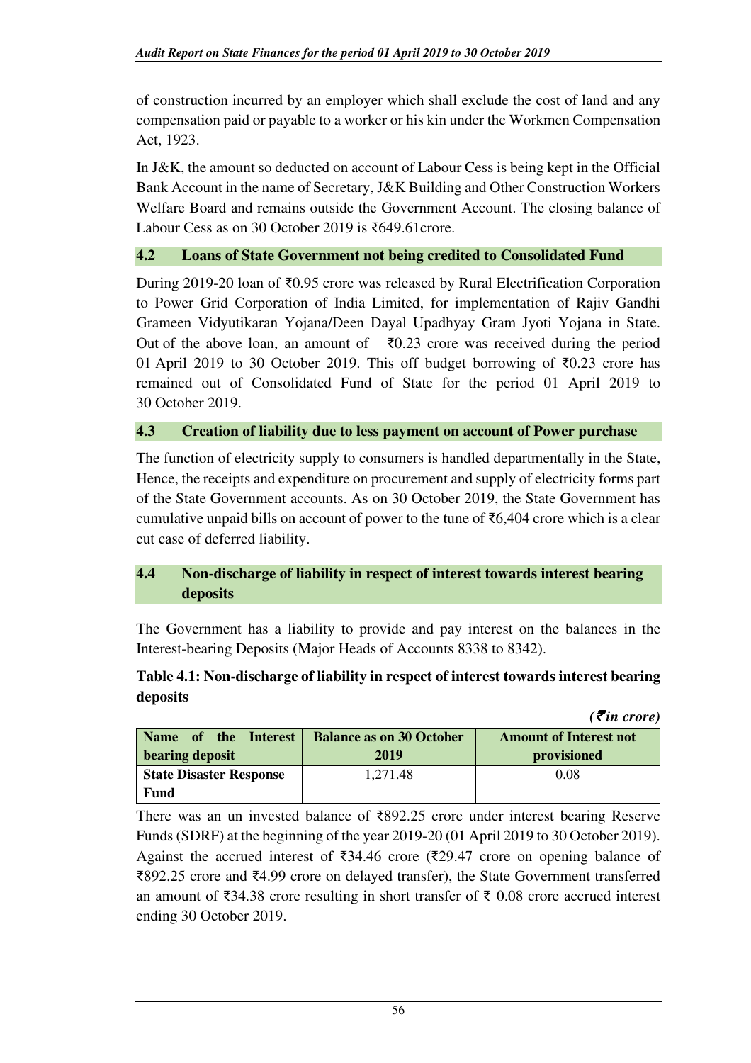of construction incurred by an employer which shall exclude the cost of land and any compensation paid or payable to a worker or his kin under the Workmen Compensation Act, 1923.

In J&K, the amount so deducted on account of Labour Cess is being kept in the Official Bank Account in the name of Secretary, J&K Building and Other Construction Workers Welfare Board and remains outside the Government Account. The closing balance of Labour Cess as on 30 October 2019 is ₹649.61crore.

### 4.2 Loans of State Government not being credited to Consolidated Fund

During 2019-20 loan of ₹0.95 crore was released by Rural Electrification Corporation to Power Grid Corporation of India Limited, for implementation of Rajiv Gandhi Grameen Vidyutikaran Yojana/Deen Dayal Upadhyay Gram Jyoti Yojana in State. Out of the above loan, an amount of ₹0.23 crore was received during the period 01 April 2019 to 30 October 2019. This off budget borrowing of ₹0.23 crore has remained out of Consolidated Fund of State for the period 01 April 2019 to 30 October 2019.

### 4.3 Creation of liability due to less payment on account of Power purchase

The function of electricity supply to consumers is handled departmentally in the State, Hence, the receipts and expenditure on procurement and supply of electricity forms part of the State Government accounts. As on 30 October 2019, the State Government has cumulative unpaid bills on account of power to the tune of ₹6,404 crore which is a clear cut case of deferred liability.

### 4.4 Non-discharge of liability in respect of interest towards interest bearing deposits

The Government has a liability to provide and pay interest on the balances in the Interest-bearing Deposits (Major Heads of Accounts 8338 to 8342).

**Table 4.1: Non-discharge of liability in respect of interest towards interest bearing deposits**

*(₹in crore)*

| Name of the Interest bearing deposit | Balance as on 30 October 2019 | Amount of Interest not provisioned |
|---|---|---|
| **State Disaster Response Fund** | 1,271.48 | 0.08 |

There was an un invested balance of ₹892.25 crore under interest bearing Reserve Funds (SDRF) at the beginning of the year 2019-20 (01 April 2019 to 30 October 2019). Against the accrued interest of ₹34.46 crore (₹29.47 crore on opening balance of ₹892.25 crore and ₹4.99 crore on delayed transfer), the State Government transferred an amount of ₹34.38 crore resulting in short transfer of ₹ 0.08 crore accrued interest ending 30 October 2019.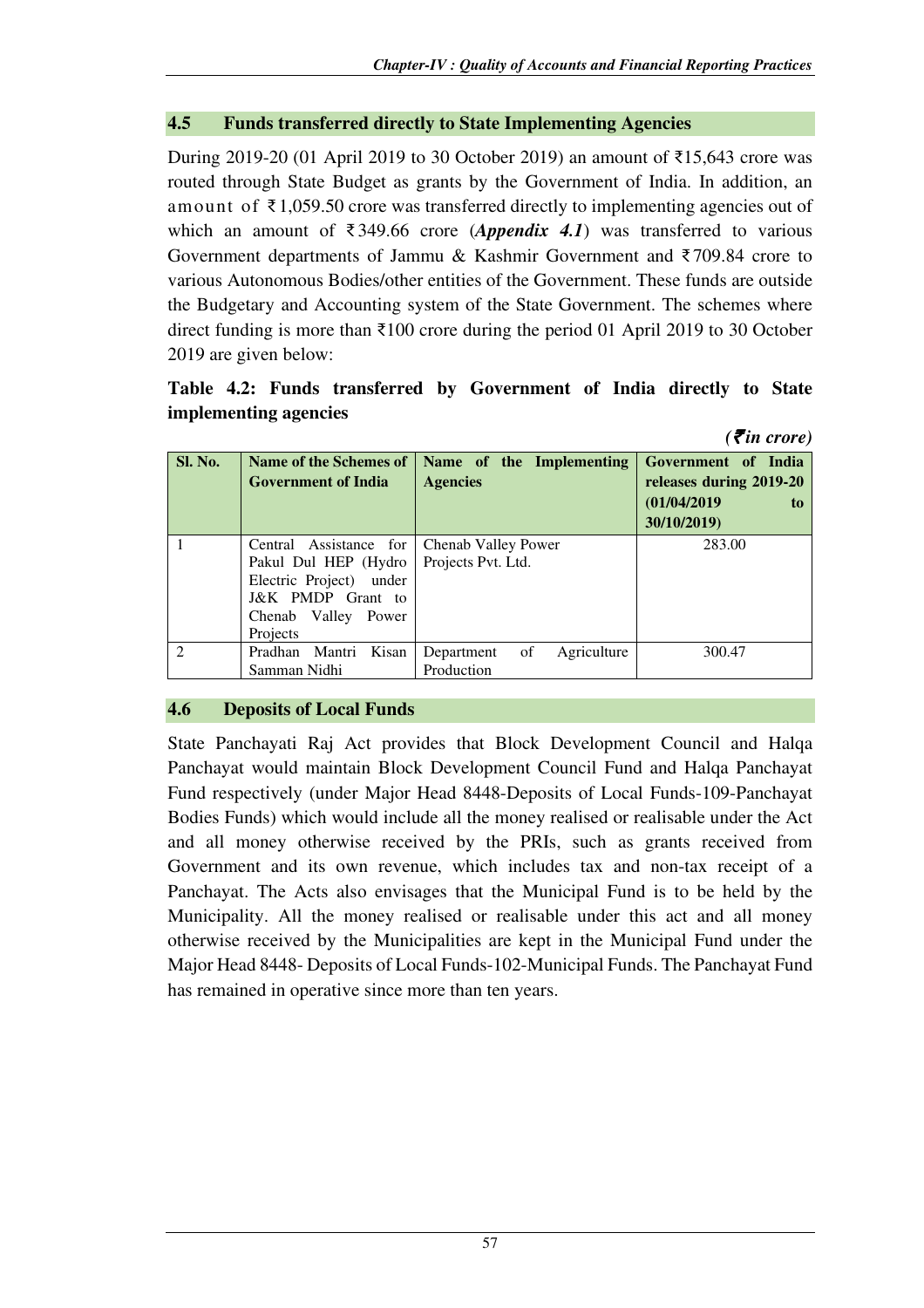## 4.5 Funds transferred directly to State Implementing Agencies

During 2019-20 (01 April 2019 to 30 October 2019) an amount of ₹15,643 crore was routed through State Budget as grants by the Government of India. In addition, an amount of ₹1,059.50 crore was transferred directly to implementing agencies out of which an amount of ₹349.66 crore (***Appendix 4.1***) was transferred to various Government departments of Jammu & Kashmir Government and ₹709.84 crore to various Autonomous Bodies/other entities of the Government. These funds are outside the Budgetary and Accounting system of the State Government. The schemes where direct funding is more than ₹100 crore during the period 01 April 2019 to 30 October 2019 are given below:

**Table 4.2: Funds transferred by Government of India directly to State implementing agencies**

*(₹in crore)*

| Sl. No. | Name of the Schemes of Government of India | Name of the Implementing Agencies | Government of India releases during 2019-20 (01/04/2019 to 30/10/2019) |
|---|---|---|---|
| 1 | Central Assistance for Pakul Dul HEP (Hydro Electric Project) under J&K PMDP Grant to Chenab Valley Power Projects | Chenab Valley Power Projects Pvt. Ltd. | 283.00 |
| 2 | Pradhan Mantri Kisan Samman Nidhi | Department of Agriculture Production | 300.47 |

## 4.6 Deposits of Local Funds

State Panchayati Raj Act provides that Block Development Council and Halqa Panchayat would maintain Block Development Council Fund and Halqa Panchayat Fund respectively (under Major Head 8448-Deposits of Local Funds-109-Panchayat Bodies Funds) which would include all the money realised or realisable under the Act and all money otherwise received by the PRIs, such as grants received from Government and its own revenue, which includes tax and non-tax receipt of a Panchayat. The Acts also envisages that the Municipal Fund is to be held by the Municipality. All the money realised or realisable under this act and all money otherwise received by the Municipalities are kept in the Municipal Fund under the Major Head 8448- Deposits of Local Funds-102-Municipal Funds. The Panchayat Fund has remained in operative since more than ten years.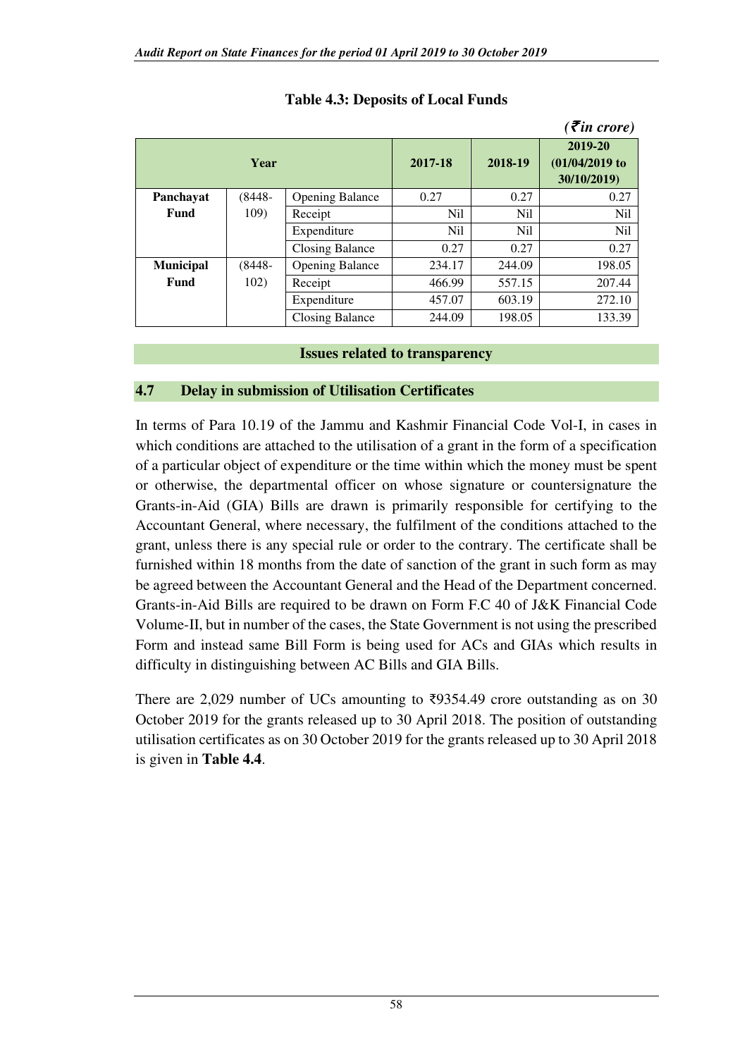**Table 4.3: Deposits of Local Funds**

*(₹in crore)*

| Year | | | 2017-18 | 2018-19 | 2019-20 (01/04/2019 to 30/10/2019) |
|---|---|---|---|---|---|
| **Panchayat Fund** | (8448-109) | Opening Balance | 0.27 | 0.27 | 0.27 |
| | | Receipt | Nil | Nil | Nil |
| | | Expenditure | Nil | Nil | Nil |
| | | Closing Balance | 0.27 | 0.27 | 0.27 |
| **Municipal Fund** | (8448-102) | Opening Balance | 234.17 | 244.09 | 198.05 |
| | | Receipt | 466.99 | 557.15 | 207.44 |
| | | Expenditure | 457.07 | 603.19 | 272.10 |
| | | Closing Balance | 244.09 | 198.05 | 133.39 |

### Issues related to transparency

### 4.7 Delay in submission of Utilisation Certificates

In terms of Para 10.19 of the Jammu and Kashmir Financial Code Vol-I, in cases in which conditions are attached to the utilisation of a grant in the form of a specification of a particular object of expenditure or the time within which the money must be spent or otherwise, the departmental officer on whose signature or countersignature the Grants-in-Aid (GIA) Bills are drawn is primarily responsible for certifying to the Accountant General, where necessary, the fulfilment of the conditions attached to the grant, unless there is any special rule or order to the contrary. The certificate shall be furnished within 18 months from the date of sanction of the grant in such form as may be agreed between the Accountant General and the Head of the Department concerned. Grants-in-Aid Bills are required to be drawn on Form F.C 40 of J&K Financial Code Volume-II, but in number of the cases, the State Government is not using the prescribed Form and instead same Bill Form is being used for ACs and GIAs which results in difficulty in distinguishing between AC Bills and GIA Bills.

There are 2,029 number of UCs amounting to ₹9354.49 crore outstanding as on 30 October 2019 for the grants released up to 30 April 2018. The position of outstanding utilisation certificates as on 30 October 2019 for the grants released up to 30 April 2018 is given in **Table 4.4**.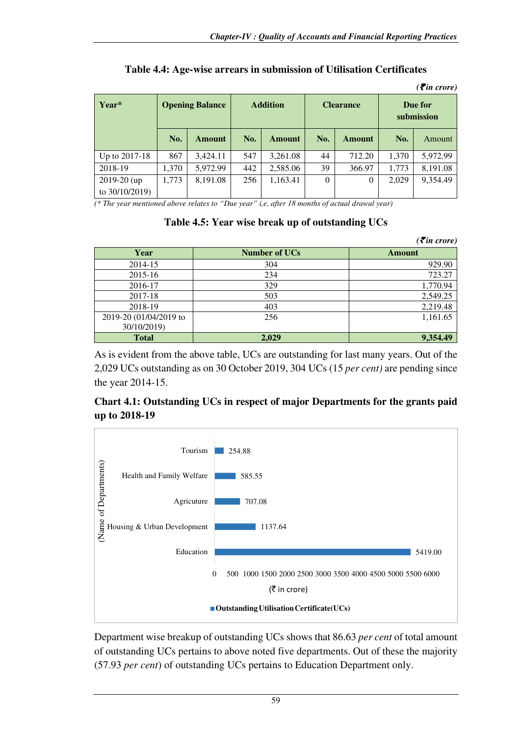**Table 4.4: Age-wise arrears in submission of Utilisation Certificates**

*(₹in crore)*

| Year* | Opening Balance | | Addition | | Clearance | | Due for submission | |
|---|---|---|---|---|---|---|---|---|
| | No. | Amount | No. | Amount | No. | Amount | No. | Amount |
| Up to 2017-18 | 867 | 3,424.11 | 547 | 3,261.08 | 44 | 712.20 | 1,370 | 5,972.99 |
| 2018-19 | 1,370 | 5,972.99 | 442 | 2,585.06 | 39 | 366.97 | 1,773 | 8,191.08 |
| 2019-20 (up to 30/10/2019) | 1,773 | 8,191.08 | 256 | 1,163.41 | 0 | 0 | 2,029 | 9,354.49 |

*(\* The year mentioned above relates to "Due year" i,e, after 18 months of actual drawal year)*

**Table 4.5: Year wise break up of outstanding UCs**

*(₹in crore)*

| Year | Number of UCs | Amount |
|---|---|---|
| 2014-15 | 304 | 929.90 |
| 2015-16 | 234 | 723.27 |
| 2016-17 | 329 | 1,770.94 |
| 2017-18 | 503 | 2,549.25 |
| 2018-19 | 403 | 2,219.48 |
| 2019-20 (01/04/2019 to 30/10/2019) | 256 | 1,161.65 |
| **Total** | **2,029** | **9,354.49** |

As is evident from the above table, UCs are outstanding for last many years. Out of the 2,029 UCs outstanding as on 30 October 2019, 304 UCs (15 *per cent)* are pending since the year 2014-15.

**Chart 4.1: Outstanding UCs in respect of major Departments for the grants paid up to 2018-19**

| (Name of Departments) | Outstanding Utilisation Certificate(UCs) (₹ in crore) |
|---|---|
| Tourism | 254.88 |
| Health and Family Welfare | 585.55 |
| Agricuture | 707.08 |
| Housing & Urban Development | 1137.64 |
| Education | 5419.00 |

Department wise breakup of outstanding UCs shows that 86.63 *per cent* of total amount of outstanding UCs pertains to above noted five departments. Out of these the majority (57.93 *per cent*) of outstanding UCs pertains to Education Department only.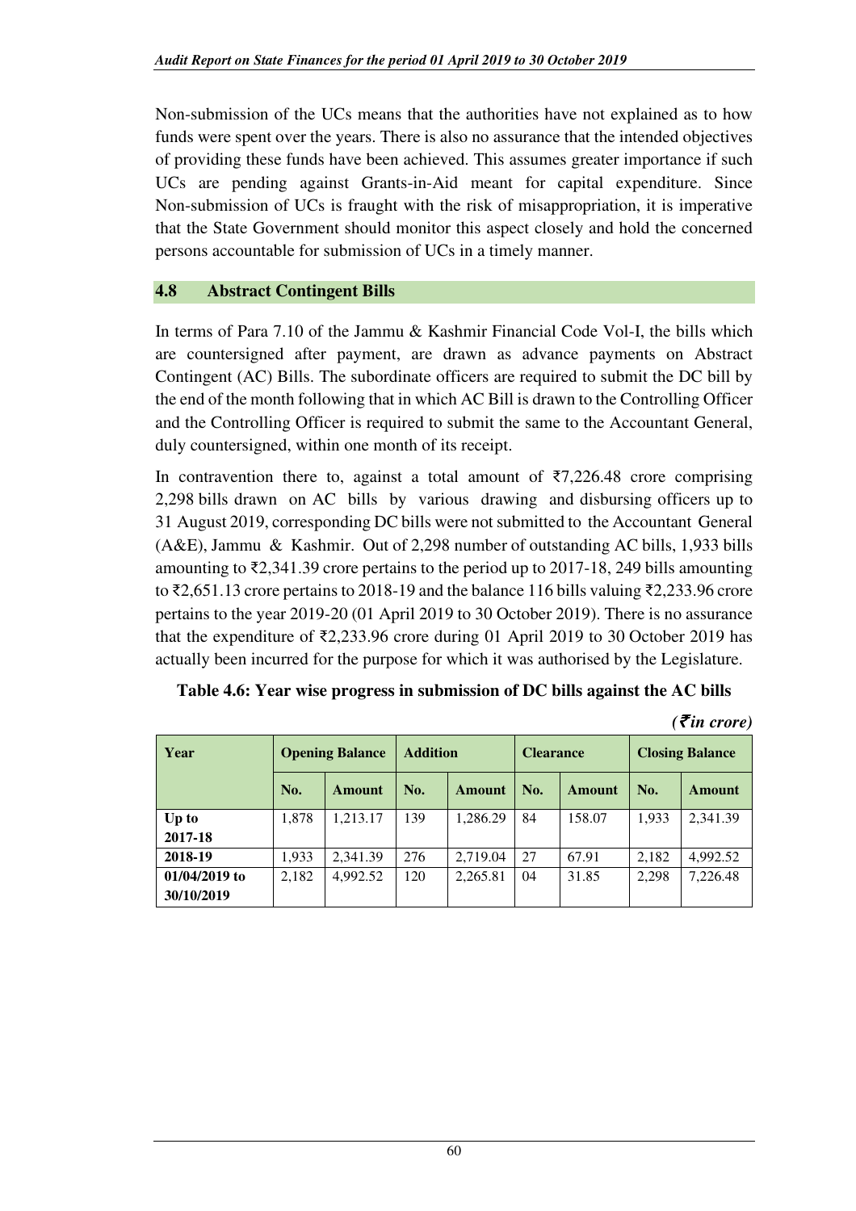Non-submission of the UCs means that the authorities have not explained as to how funds were spent over the years. There is also no assurance that the intended objectives of providing these funds have been achieved. This assumes greater importance if such UCs are pending against Grants-in-Aid meant for capital expenditure. Since Non-submission of UCs is fraught with the risk of misappropriation, it is imperative that the State Government should monitor this aspect closely and hold the concerned persons accountable for submission of UCs in a timely manner.

## 4.8 Abstract Contingent Bills

In terms of Para 7.10 of the Jammu & Kashmir Financial Code Vol-I, the bills which are countersigned after payment, are drawn as advance payments on Abstract Contingent (AC) Bills. The subordinate officers are required to submit the DC bill by the end of the month following that in which AC Bill is drawn to the Controlling Officer and the Controlling Officer is required to submit the same to the Accountant General, duly countersigned, within one month of its receipt.

In contravention there to, against a total amount of ₹7,226.48 crore comprising 2,298 bills drawn on AC bills by various drawing and disbursing officers up to 31 August 2019, corresponding DC bills were not submitted to the Accountant General (A&E), Jammu & Kashmir. Out of 2,298 number of outstanding AC bills, 1,933 bills amounting to ₹2,341.39 crore pertains to the period up to 2017-18, 249 bills amounting to ₹2,651.13 crore pertains to 2018-19 and the balance 116 bills valuing ₹2,233.96 crore pertains to the year 2019-20 (01 April 2019 to 30 October 2019). There is no assurance that the expenditure of ₹2,233.96 crore during 01 April 2019 to 30 October 2019 has actually been incurred for the purpose for which it was authorised by the Legislature.

**Table 4.6: Year wise progress in submission of DC bills against the AC bills**

*(₹in crore)*

| Year | Opening Balance | | Addition | | Clearance | | Closing Balance | |
|---|---|---|---|---|---|---|---|---|
| | No. | Amount | No. | Amount | No. | Amount | No. | Amount |
| Up to 2017-18 | 1,878 | 1,213.17 | 139 | 1,286.29 | 84 | 158.07 | 1,933 | 2,341.39 |
| 2018-19 | 1,933 | 2,341.39 | 276 | 2,719.04 | 27 | 67.91 | 2,182 | 4,992.52 |
| 01/04/2019 to 30/10/2019 | 2,182 | 4,992.52 | 120 | 2,265.81 | 04 | 31.85 | 2,298 | 7,226.48 |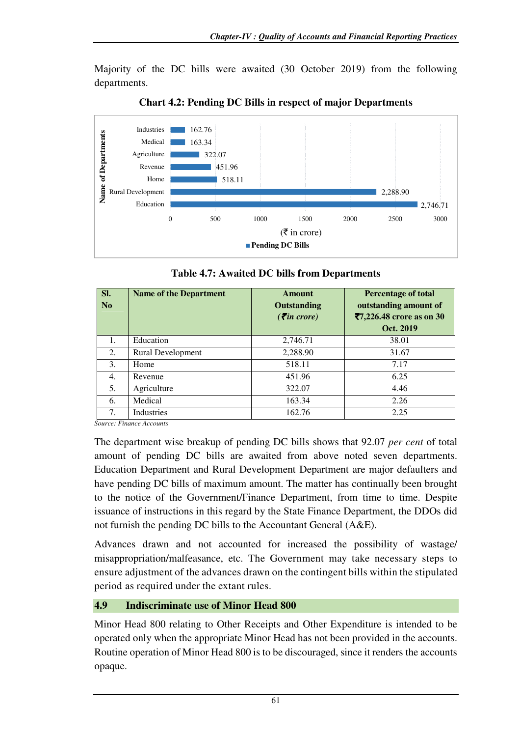Majority of the DC bills were awaited (30 October 2019) from the following departments.

**Chart 4.2: Pending DC Bills in respect of major Departments**

| Name of Departments | Pending DC Bills (₹ in crore) |
|---|---|
| Industries | 162.76 |
| Medical | 163.34 |
| Agriculture | 322.07 |
| Revenue | 451.96 |
| Home | 518.11 |
| Rural Development | 2,288.90 |
| Education | 2,746.71 |

**Table 4.7: Awaited DC bills from Departments**

| Sl. No | Name of the Department | Amount Outstanding (*₹in crore*) | Percentage of total outstanding amount of ₹7,226.48 crore as on 30 Oct. 2019 |
|---|---|---|---|
| 1. | Education | 2,746.71 | 38.01 |
| 2. | Rural Development | 2,288.90 | 31.67 |
| 3. | Home | 518.11 | 7.17 |
| 4. | Revenue | 451.96 | 6.25 |
| 5. | Agriculture | 322.07 | 4.46 |
| 6. | Medical | 163.34 | 2.26 |
| 7. | Industries | 162.76 | 2.25 |

*Source: Finance Accounts*

The department wise breakup of pending DC bills shows that 92.07 *per cent* of total amount of pending DC bills are awaited from above noted seven departments. Education Department and Rural Development Department are major defaulters and have pending DC bills of maximum amount. The matter has continually been brought to the notice of the Government/Finance Department, from time to time. Despite issuance of instructions in this regard by the State Finance Department, the DDOs did not furnish the pending DC bills to the Accountant General (A&E).

Advances drawn and not accounted for increased the possibility of wastage/ misappropriation/malfeasance, etc. The Government may take necessary steps to ensure adjustment of the advances drawn on the contingent bills within the stipulated period as required under the extant rules.

## 4.9 Indiscriminate use of Minor Head 800

Minor Head 800 relating to Other Receipts and Other Expenditure is intended to be operated only when the appropriate Minor Head has not been provided in the accounts. Routine operation of Minor Head 800 is to be discouraged, since it renders the accounts opaque.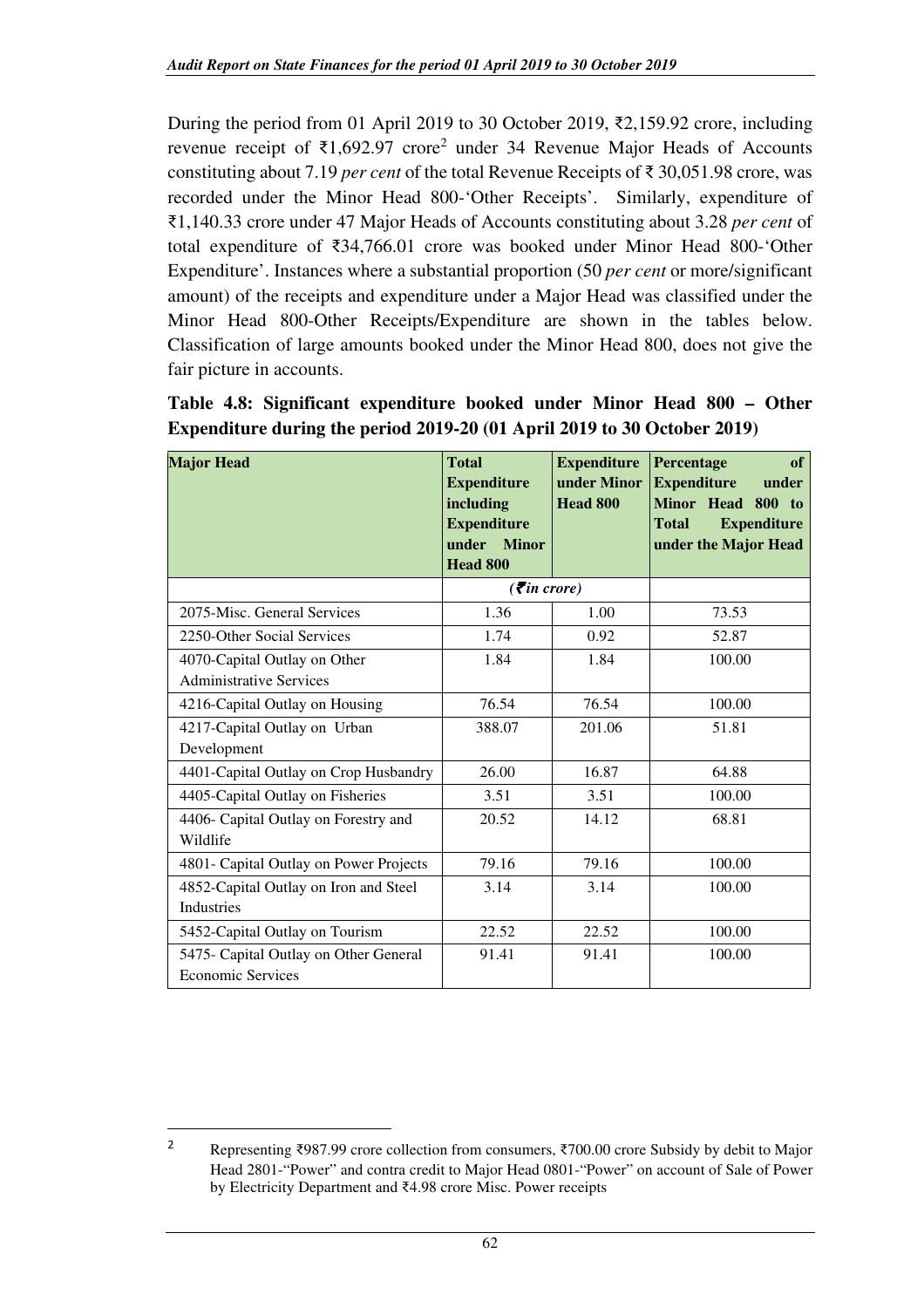During the period from 01 April 2019 to 30 October 2019, ₹2,159.92 crore, including revenue receipt of ₹1,692.97 crore[2] under 34 Revenue Major Heads of Accounts constituting about 7.19 *per cent* of the total Revenue Receipts of ₹ 30,051.98 crore, was recorded under the Minor Head 800-'Other Receipts'. Similarly, expenditure of ₹1,140.33 crore under 47 Major Heads of Accounts constituting about 3.28 *per cent* of total expenditure of ₹34,766.01 crore was booked under Minor Head 800-'Other Expenditure'. Instances where a substantial proportion (50 *per cent* or more/significant amount) of the receipts and expenditure under a Major Head was classified under the Minor Head 800-Other Receipts/Expenditure are shown in the tables below. Classification of large amounts booked under the Minor Head 800, does not give the fair picture in accounts.

**Table 4.8: Significant expenditure booked under Minor Head 800 – Other Expenditure during the period 2019-20 (01 April 2019 to 30 October 2019)**

| Major Head | Total Expenditure including Expenditure under Minor Head 800 | Expenditure under Minor Head 800 | Percentage of Expenditure under Minor Head 800 to Total Expenditure under the Major Head |
|---|---|---|---|
| | *(₹in crore)* | | |
| 2075-Misc. General Services | 1.36 | 1.00 | 73.53 |
| 2250-Other Social Services | 1.74 | 0.92 | 52.87 |
| 4070-Capital Outlay on Other Administrative Services | 1.84 | 1.84 | 100.00 |
| 4216-Capital Outlay on Housing | 76.54 | 76.54 | 100.00 |
| 4217-Capital Outlay on Urban Development | 388.07 | 201.06 | 51.81 |
| 4401-Capital Outlay on Crop Husbandry | 26.00 | 16.87 | 64.88 |
| 4405-Capital Outlay on Fisheries | 3.51 | 3.51 | 100.00 |
| 4406- Capital Outlay on Forestry and Wildlife | 20.52 | 14.12 | 68.81 |
| 4801- Capital Outlay on Power Projects | 79.16 | 79.16 | 100.00 |
| 4852-Capital Outlay on Iron and Steel Industries | 3.14 | 3.14 | 100.00 |
| 5452-Capital Outlay on Tourism | 22.52 | 22.52 | 100.00 |
| 5475- Capital Outlay on Other General Economic Services | 91.41 | 91.41 | 100.00 |

[2] Representing ₹987.99 crore collection from consumers, ₹700.00 crore Subsidy by debit to Major Head 2801-"Power" and contra credit to Major Head 0801-"Power" on account of Sale of Power by Electricity Department and ₹4.98 crore Misc. Power receipts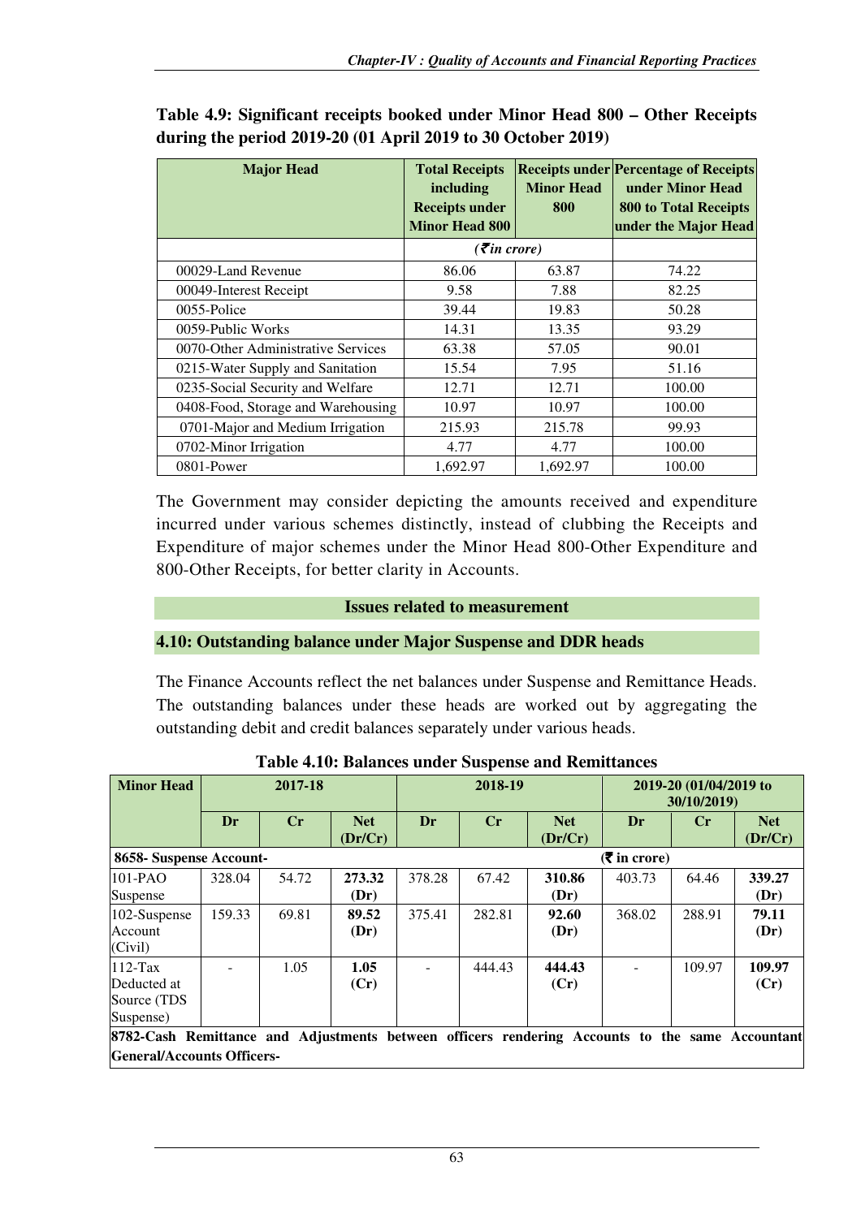**Table 4.9: Significant receipts booked under Minor Head 800 – Other Receipts during the period 2019-20 (01 April 2019 to 30 October 2019)**

| Major Head | Total Receipts including Receipts under Minor Head 800 | Receipts under Minor Head 800 | Percentage of Receipts under Minor Head 800 to Total Receipts under the Major Head |
|---|---|---|---|
| | *(₹ in crore)* | | |
| 00029-Land Revenue | 86.06 | 63.87 | 74.22 |
| 00049-Interest Receipt | 9.58 | 7.88 | 82.25 |
| 0055-Police | 39.44 | 19.83 | 50.28 |
| 0059-Public Works | 14.31 | 13.35 | 93.29 |
| 0070-Other Administrative Services | 63.38 | 57.05 | 90.01 |
| 0215-Water Supply and Sanitation | 15.54 | 7.95 | 51.16 |
| 0235-Social Security and Welfare | 12.71 | 12.71 | 100.00 |
| 0408-Food, Storage and Warehousing | 10.97 | 10.97 | 100.00 |
| 0701-Major and Medium Irrigation | 215.93 | 215.78 | 99.93 |
| 0702-Minor Irrigation | 4.77 | 4.77 | 100.00 |
| 0801-Power | 1,692.97 | 1,692.97 | 100.00 |

The Government may consider depicting the amounts received and expenditure incurred under various schemes distinctly, instead of clubbing the Receipts and Expenditure of major schemes under the Minor Head 800-Other Expenditure and 800-Other Receipts, for better clarity in Accounts.

### Issues related to measurement

### 4.10: Outstanding balance under Major Suspense and DDR heads

The Finance Accounts reflect the net balances under Suspense and Remittance Heads. The outstanding balances under these heads are worked out by aggregating the outstanding debit and credit balances separately under various heads.

**Table 4.10: Balances under Suspense and Remittances**

| Minor Head | 2017-18 | | | 2018-19 | | | 2019-20 (01/04/2019 to 30/10/2019) | | |
|---|---|---|---|---|---|---|---|---|---|
| | Dr | Cr | Net (Dr/Cr) | Dr | Cr | Net (Dr/Cr) | Dr | Cr | Net (Dr/Cr) |
| **8658- Suspense Account-** | | | | | | | (₹ in crore) | | |
| 101-PAO Suspense | 328.04 | 54.72 | **273.32 (Dr)** | 378.28 | 67.42 | **310.86 (Dr)** | 403.73 | 64.46 | **339.27 (Dr)** |
| 102-Suspense Account (Civil) | 159.33 | 69.81 | **89.52 (Dr)** | 375.41 | 282.81 | **92.60 (Dr)** | 368.02 | 288.91 | **79.11 (Dr)** |
| 112-Tax Deducted at Source (TDS Suspense) | - | 1.05 | **1.05 (Cr)** | - | 444.43 | **444.43 (Cr)** | - | 109.97 | **109.97 (Cr)** |
| **8782-Cash Remittance and Adjustments between officers rendering Accounts to the same Accountant General/Accounts Officers-** | | | | | | | | | |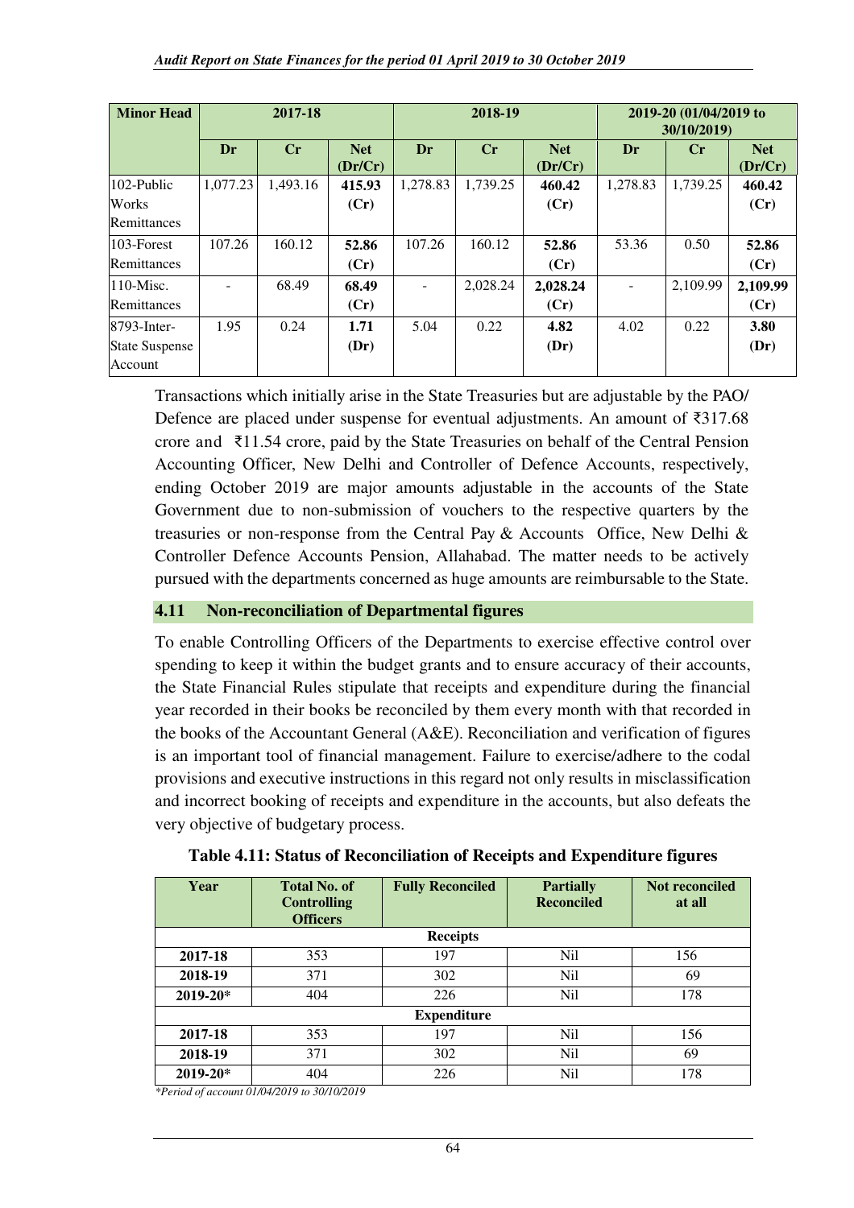| Minor Head | 2017-18 | | | 2018-19 | | | 2019-20 (01/04/2019 to 30/10/2019) | | |
|---|---|---|---|---|---|---|---|---|---|
| | Dr | Cr | Net (Dr/Cr) | Dr | Cr | Net (Dr/Cr) | Dr | Cr | Net (Dr/Cr) |
| 102-Public Works Remittances | 1,077.23 | 1,493.16 | **415.93 (Cr)** | 1,278.83 | 1,739.25 | **460.42 (Cr)** | 1,278.83 | 1,739.25 | **460.42 (Cr)** |
| 103-Forest Remittances | 107.26 | 160.12 | **52.86 (Cr)** | 107.26 | 160.12 | **52.86 (Cr)** | 53.36 | 0.50 | **52.86 (Cr)** |
| 110-Misc. Remittances | - | 68.49 | **68.49 (Cr)** | - | 2,028.24 | **2,028.24 (Cr)** | - | 2,109.99 | **2,109.99 (Cr)** |
| 8793-Inter-State Suspense Account | 1.95 | 0.24 | **1.71 (Dr)** | 5.04 | 0.22 | **4.82 (Dr)** | 4.02 | 0.22 | **3.80 (Dr)** |

Transactions which initially arise in the State Treasuries but are adjustable by the PAO/ Defence are placed under suspense for eventual adjustments. An amount of ₹317.68 crore and ₹11.54 crore, paid by the State Treasuries on behalf of the Central Pension Accounting Officer, New Delhi and Controller of Defence Accounts, respectively, ending October 2019 are major amounts adjustable in the accounts of the State Government due to non-submission of vouchers to the respective quarters by the treasuries or non-response from the Central Pay & Accounts Office, New Delhi & Controller Defence Accounts Pension, Allahabad. The matter needs to be actively pursued with the departments concerned as huge amounts are reimbursable to the State.

## 4.11 Non-reconciliation of Departmental figures

To enable Controlling Officers of the Departments to exercise effective control over spending to keep it within the budget grants and to ensure accuracy of their accounts, the State Financial Rules stipulate that receipts and expenditure during the financial year recorded in their books be reconciled by them every month with that recorded in the books of the Accountant General (A&E). Reconciliation and verification of figures is an important tool of financial management. Failure to exercise/adhere to the codal provisions and executive instructions in this regard not only results in misclassification and incorrect booking of receipts and expenditure in the accounts, but also defeats the very objective of budgetary process.

**Table 4.11: Status of Reconciliation of Receipts and Expenditure figures**

| Year | Total No. of Controlling Officers | Fully Reconciled | Partially Reconciled | Not reconciled at all |
|---|---|---|---|---|
| | | **Receipts** | | |
| **2017-18** | 353 | 197 | Nil | 156 |
| **2018-19** | 371 | 302 | Nil | 69 |
| **2019-20*** | 404 | 226 | Nil | 178 |
| | | **Expenditure** | | |
| **2017-18** | 353 | 197 | Nil | 156 |
| **2018-19** | 371 | 302 | Nil | 69 |
| **2019-20*** | 404 | 226 | Nil | 178 |

*\*Period of account 01/04/2019 to 30/10/2019*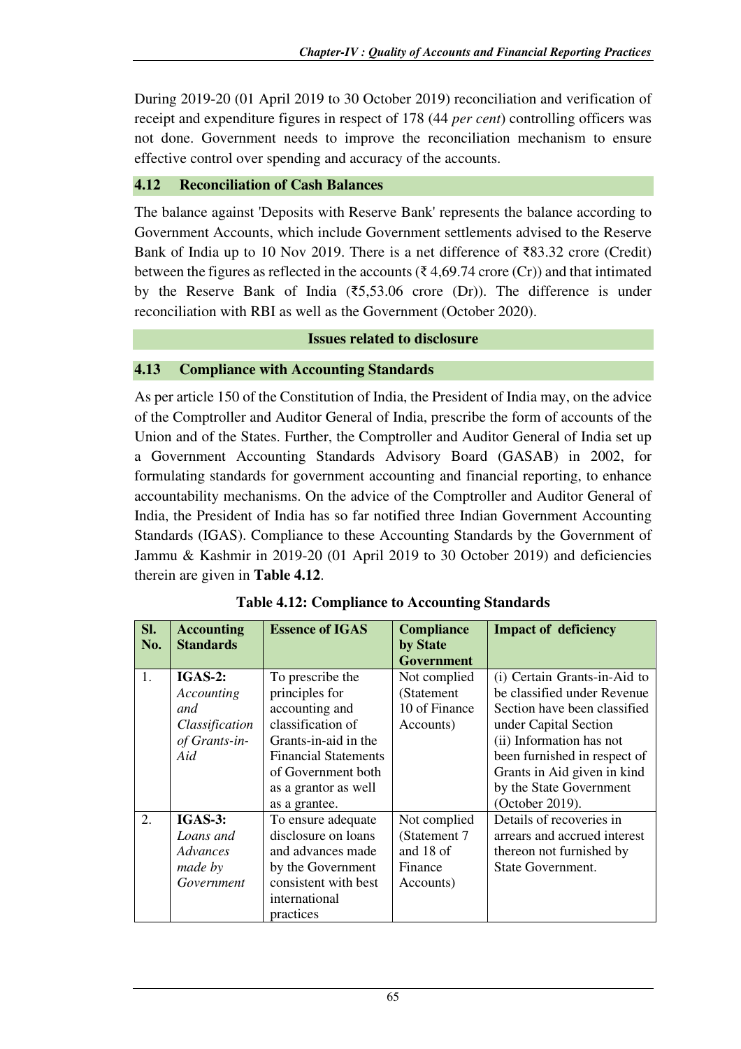During 2019-20 (01 April 2019 to 30 October 2019) reconciliation and verification of receipt and expenditure figures in respect of 178 (44 *per cent*) controlling officers was not done. Government needs to improve the reconciliation mechanism to ensure effective control over spending and accuracy of the accounts.

## 4.12 Reconciliation of Cash Balances

The balance against 'Deposits with Reserve Bank' represents the balance according to Government Accounts, which include Government settlements advised to the Reserve Bank of India up to 10 Nov 2019. There is a net difference of ₹83.32 crore (Credit) between the figures as reflected in the accounts (₹ 4,69.74 crore (Cr)) and that intimated by the Reserve Bank of India (₹5,53.06 crore (Dr)). The difference is under reconciliation with RBI as well as the Government (October 2020).

## Issues related to disclosure

## 4.13 Compliance with Accounting Standards

As per article 150 of the Constitution of India, the President of India may, on the advice of the Comptroller and Auditor General of India, prescribe the form of accounts of the Union and of the States. Further, the Comptroller and Auditor General of India set up a Government Accounting Standards Advisory Board (GASAB) in 2002, for formulating standards for government accounting and financial reporting, to enhance accountability mechanisms. On the advice of the Comptroller and Auditor General of India, the President of India has so far notified three Indian Government Accounting Standards (IGAS). Compliance to these Accounting Standards by the Government of Jammu & Kashmir in 2019-20 (01 April 2019 to 30 October 2019) and deficiencies therein are given in **Table 4.12**.

**Table 4.12: Compliance to Accounting Standards**

| Sl. No. | Accounting Standards | Essence of IGAS | Compliance by State Government | Impact of deficiency |
|---|---|---|---|---|
| 1. | **IGAS-2:** *Accounting and Classification of Grants-in-Aid* | To prescribe the principles for accounting and classification of Grants-in-aid in the Financial Statements of Government both as a grantor as well as a grantee. | Not complied (Statement 10 of Finance Accounts) | (i) Certain Grants-in-Aid to be classified under Revenue Section have been classified under Capital Section (ii) Information has not been furnished in respect of Grants in Aid given in kind by the State Government (October 2019). |
| 2. | **IGAS-3:** *Loans and Advances made by Government* | To ensure adequate disclosure on loans and advances made by the Government consistent with best international practices | Not complied (Statement 7 and 18 of Finance Accounts) | Details of recoveries in arrears and accrued interest thereon not furnished by State Government. |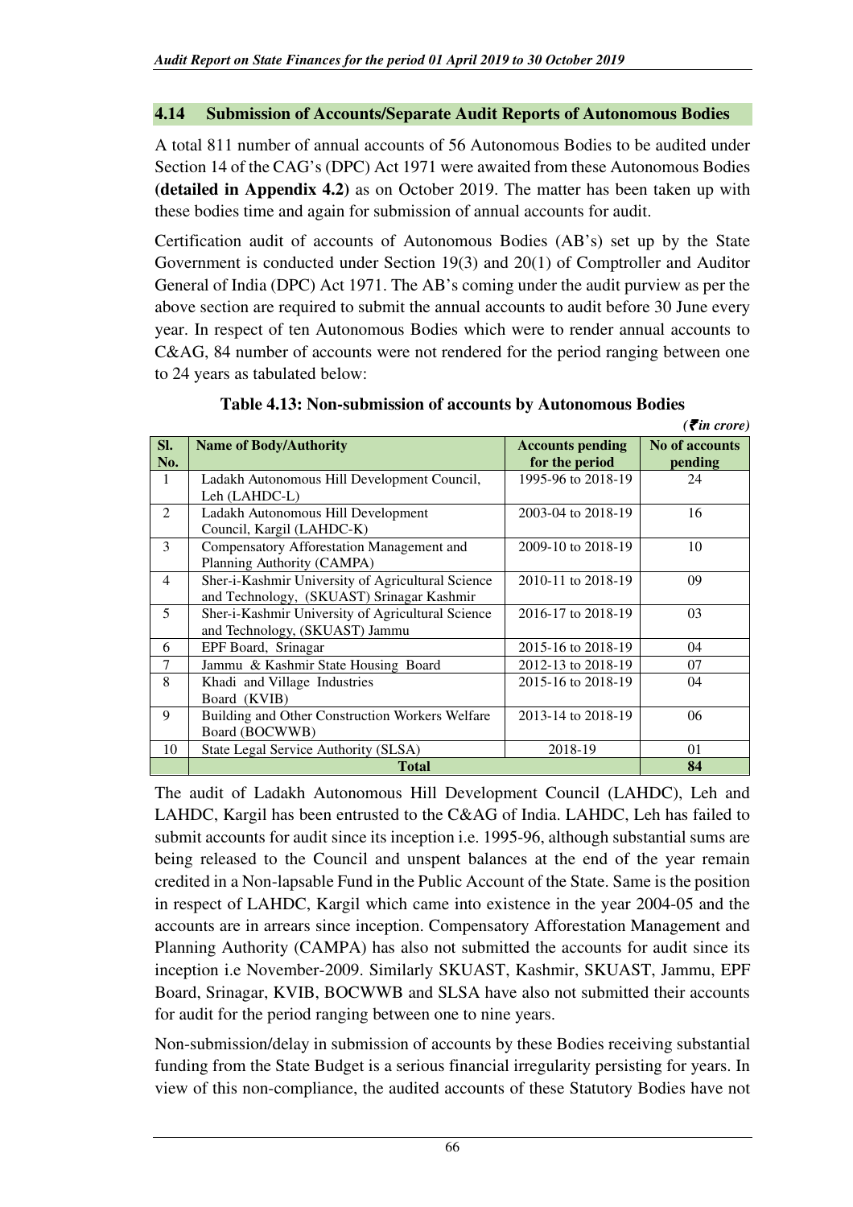## 4.14 Submission of Accounts/Separate Audit Reports of Autonomous Bodies

A total 811 number of annual accounts of 56 Autonomous Bodies to be audited under Section 14 of the CAG's (DPC) Act 1971 were awaited from these Autonomous Bodies **(detailed in Appendix 4.2)** as on October 2019. The matter has been taken up with these bodies time and again for submission of annual accounts for audit.

Certification audit of accounts of Autonomous Bodies (AB's) set up by the State Government is conducted under Section 19(3) and 20(1) of Comptroller and Auditor General of India (DPC) Act 1971. The AB's coming under the audit purview as per the above section are required to submit the annual accounts to audit before 30 June every year. In respect of ten Autonomous Bodies which were to render annual accounts to C&AG, 84 number of accounts were not rendered for the period ranging between one to 24 years as tabulated below:

**Table 4.13: Non-submission of accounts by Autonomous Bodies**

*(₹in crore)*

| Sl. No. | Name of Body/Authority | Accounts pending for the period | No of accounts pending |
|---|---|---|---|
| 1 | Ladakh Autonomous Hill Development Council, Leh (LAHDC-L) | 1995-96 to 2018-19 | 24 |
| 2 | Ladakh Autonomous Hill Development Council, Kargil (LAHDC-K) | 2003-04 to 2018-19 | 16 |
| 3 | Compensatory Afforestation Management and Planning Authority (CAMPA) | 2009-10 to 2018-19 | 10 |
| 4 | Sher-i-Kashmir University of Agricultural Science and Technology, (SKUAST) Srinagar Kashmir | 2010-11 to 2018-19 | 09 |
| 5 | Sher-i-Kashmir University of Agricultural Science and Technology, (SKUAST) Jammu | 2016-17 to 2018-19 | 03 |
| 6 | EPF Board, Srinagar | 2015-16 to 2018-19 | 04 |
| 7 | Jammu & Kashmir State Housing Board | 2012-13 to 2018-19 | 07 |
| 8 | Khadi and Village Industries Board (KVIB) | 2015-16 to 2018-19 | 04 |
| 9 | Building and Other Construction Workers Welfare Board (BOCWWB) | 2013-14 to 2018-19 | 06 |
| 10 | State Legal Service Authority (SLSA) | 2018-19 | 01 |
| | **Total** | | **84** |

The audit of Ladakh Autonomous Hill Development Council (LAHDC), Leh and LAHDC, Kargil has been entrusted to the C&AG of India. LAHDC, Leh has failed to submit accounts for audit since its inception i.e. 1995-96, although substantial sums are being released to the Council and unspent balances at the end of the year remain credited in a Non-lapsable Fund in the Public Account of the State. Same is the position in respect of LAHDC, Kargil which came into existence in the year 2004-05 and the accounts are in arrears since inception. Compensatory Afforestation Management and Planning Authority (CAMPA) has also not submitted the accounts for audit since its inception i.e November-2009. Similarly SKUAST, Kashmir, SKUAST, Jammu, EPF Board, Srinagar, KVIB, BOCWWB and SLSA have also not submitted their accounts for audit for the period ranging between one to nine years.

Non-submission/delay in submission of accounts by these Bodies receiving substantial funding from the State Budget is a serious financial irregularity persisting for years. In view of this non-compliance, the audited accounts of these Statutory Bodies have not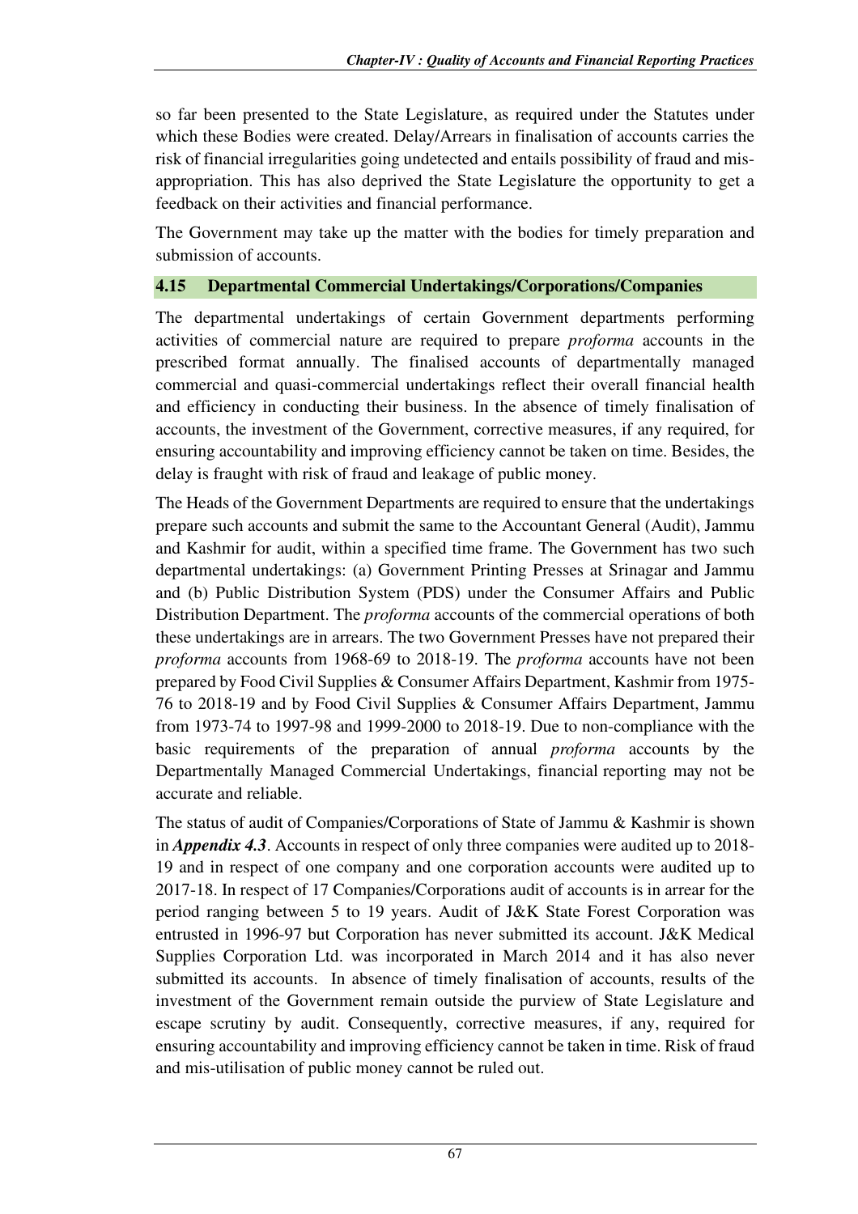so far been presented to the State Legislature, as required under the Statutes under which these Bodies were created. Delay/Arrears in finalisation of accounts carries the risk of financial irregularities going undetected and entails possibility of fraud and mis-appropriation. This has also deprived the State Legislature the opportunity to get a feedback on their activities and financial performance.

The Government may take up the matter with the bodies for timely preparation and submission of accounts.

## 4.15 Departmental Commercial Undertakings/Corporations/Companies

The departmental undertakings of certain Government departments performing activities of commercial nature are required to prepare *proforma* accounts in the prescribed format annually. The finalised accounts of departmentally managed commercial and quasi-commercial undertakings reflect their overall financial health and efficiency in conducting their business. In the absence of timely finalisation of accounts, the investment of the Government, corrective measures, if any required, for ensuring accountability and improving efficiency cannot be taken on time. Besides, the delay is fraught with risk of fraud and leakage of public money.

The Heads of the Government Departments are required to ensure that the undertakings prepare such accounts and submit the same to the Accountant General (Audit), Jammu and Kashmir for audit, within a specified time frame. The Government has two such departmental undertakings: (a) Government Printing Presses at Srinagar and Jammu and (b) Public Distribution System (PDS) under the Consumer Affairs and Public Distribution Department. The *proforma* accounts of the commercial operations of both these undertakings are in arrears. The two Government Presses have not prepared their *proforma* accounts from 1968-69 to 2018-19. The *proforma* accounts have not been prepared by Food Civil Supplies & Consumer Affairs Department, Kashmir from 1975-76 to 2018-19 and by Food Civil Supplies & Consumer Affairs Department, Jammu from 1973-74 to 1997-98 and 1999-2000 to 2018-19. Due to non-compliance with the basic requirements of the preparation of annual *proforma* accounts by the Departmentally Managed Commercial Undertakings, financial reporting may not be accurate and reliable.

The status of audit of Companies/Corporations of State of Jammu & Kashmir is shown in ***Appendix 4.3***. Accounts in respect of only three companies were audited up to 2018-19 and in respect of one company and one corporation accounts were audited up to 2017-18. In respect of 17 Companies/Corporations audit of accounts is in arrear for the period ranging between 5 to 19 years. Audit of J&K State Forest Corporation was entrusted in 1996-97 but Corporation has never submitted its account. J&K Medical Supplies Corporation Ltd. was incorporated in March 2014 and it has also never submitted its accounts. In absence of timely finalisation of accounts, results of the investment of the Government remain outside the purview of State Legislature and escape scrutiny by audit. Consequently, corrective measures, if any, required for ensuring accountability and improving efficiency cannot be taken in time. Risk of fraud and mis-utilisation of public money cannot be ruled out.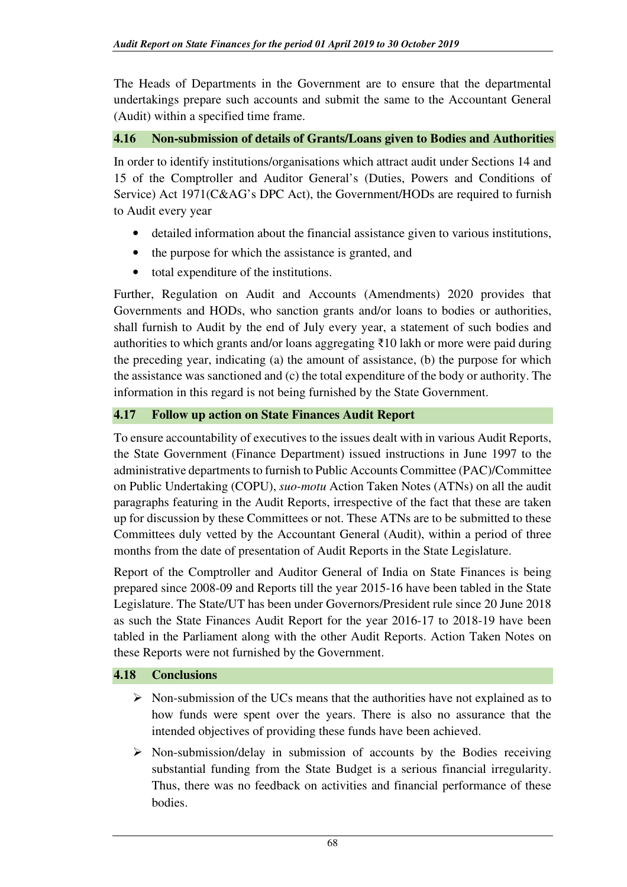The Heads of Departments in the Government are to ensure that the departmental undertakings prepare such accounts and submit the same to the Accountant General (Audit) within a specified time frame.

## 4.16 Non-submission of details of Grants/Loans given to Bodies and Authorities

In order to identify institutions/organisations which attract audit under Sections 14 and 15 of the Comptroller and Auditor General's (Duties, Powers and Conditions of Service) Act 1971(C&AG's DPC Act), the Government/HODs are required to furnish to Audit every year

- detailed information about the financial assistance given to various institutions,
- the purpose for which the assistance is granted, and
- total expenditure of the institutions.

Further, Regulation on Audit and Accounts (Amendments) 2020 provides that Governments and HODs, who sanction grants and/or loans to bodies or authorities, shall furnish to Audit by the end of July every year, a statement of such bodies and authorities to which grants and/or loans aggregating ₹10 lakh or more were paid during the preceding year, indicating (a) the amount of assistance, (b) the purpose for which the assistance was sanctioned and (c) the total expenditure of the body or authority. The information in this regard is not being furnished by the State Government.

## 4.17 Follow up action on State Finances Audit Report

To ensure accountability of executives to the issues dealt with in various Audit Reports, the State Government (Finance Department) issued instructions in June 1997 to the administrative departments to furnish to Public Accounts Committee (PAC)/Committee on Public Undertaking (COPU), *suo-motu* Action Taken Notes (ATNs) on all the audit paragraphs featuring in the Audit Reports, irrespective of the fact that these are taken up for discussion by these Committees or not. These ATNs are to be submitted to these Committees duly vetted by the Accountant General (Audit), within a period of three months from the date of presentation of Audit Reports in the State Legislature.

Report of the Comptroller and Auditor General of India on State Finances is being prepared since 2008-09 and Reports till the year 2015-16 have been tabled in the State Legislature. The State/UT has been under Governors/President rule since 20 June 2018 as such the State Finances Audit Report for the year 2016-17 to 2018-19 have been tabled in the Parliament along with the other Audit Reports. Action Taken Notes on these Reports were not furnished by the Government.

## 4.18 Conclusions

- Non-submission of the UCs means that the authorities have not explained as to how funds were spent over the years. There is also no assurance that the intended objectives of providing these funds have been achieved.
- Non-submission/delay in submission of accounts by the Bodies receiving substantial funding from the State Budget is a serious financial irregularity. Thus, there was no feedback on activities and financial performance of these bodies.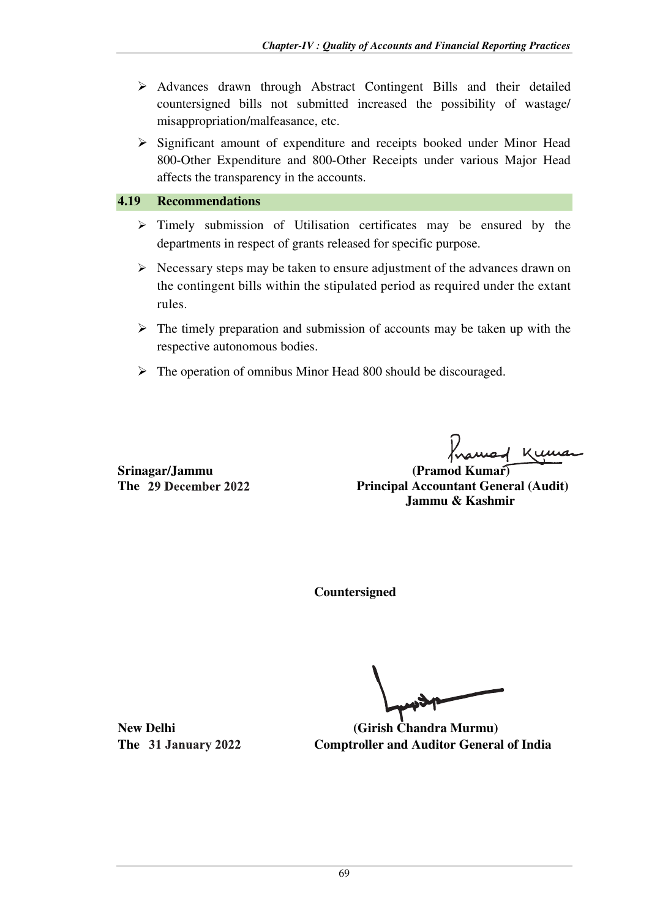- Advances drawn through Abstract Contingent Bills and their detailed countersigned bills not submitted increased the possibility of wastage/ misappropriation/malfeasance, etc.
- Significant amount of expenditure and receipts booked under Minor Head 800-Other Expenditure and 800-Other Receipts under various Major Head affects the transparency in the accounts.

## 4.19 Recommendations

- Timely submission of Utilisation certificates may be ensured by the departments in respect of grants released for specific purpose.
- Necessary steps may be taken to ensure adjustment of the advances drawn on the contingent bills within the stipulated period as required under the extant rules.
- The timely preparation and submission of accounts may be taken up with the respective autonomous bodies.
- The operation of omnibus Minor Head 800 should be discouraged.

**Srinagar/Jammu**
**The 29 December 2022**

**(Pramod Kumar)**
**Principal Accountant General (Audit)**
**Jammu & Kashmir**

**Countersigned**

**New Delhi**
**The 31 January 2022**

**(Girish Chandra Murmu)**
**Comptroller and Auditor General of India**